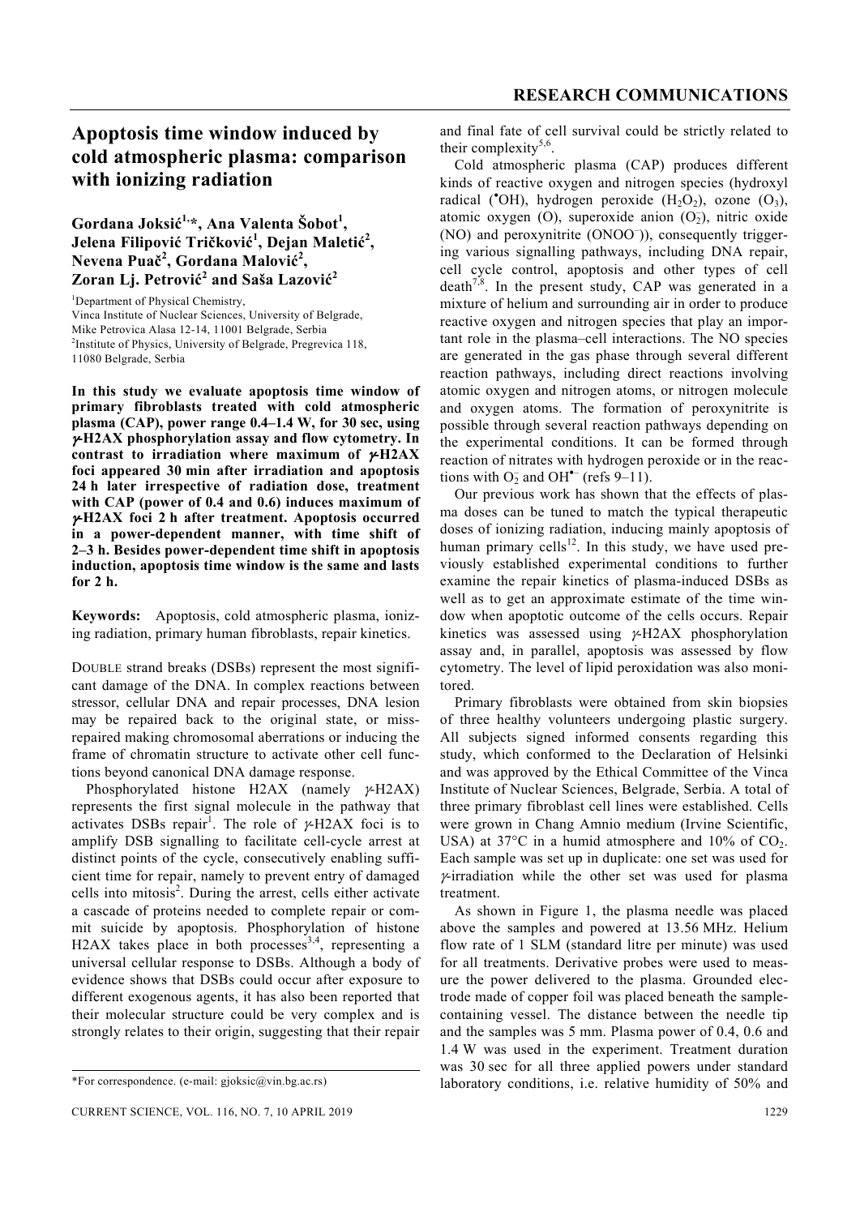# Apoptosis time window induced by cold atmospheric plasma: comparison with ionizing radiation

**Gordana Joksić[1,*], Ana Valenta Šobot[1], Jelena Filipović Tričković[1], Dejan Maletić[2], Nevena Puač[2], Gordana Malović[2], Zoran Lj. Petrović[2] and Saša Lazović[2]**

[1]Department of Physical Chemistry, Vinca Institute of Nuclear Sciences, University of Belgrade, Mike Petrovica Alasa 12-14, 11001 Belgrade, Serbia
[2]Institute of Physics, University of Belgrade, Pregrevica 118, 11080 Belgrade, Serbia

**In this study we evaluate apoptosis time window of primary fibroblasts treated with cold atmospheric plasma (CAP), power range 0.4–1.4 W, for 30 sec, using γ-H2AX phosphorylation assay and flow cytometry. In contrast to irradiation where maximum of γ-H2AX foci appeared 30 min after irradiation and apoptosis 24 h later irrespective of radiation dose, treatment with CAP (power of 0.4 and 0.6) induces maximum of γ-H2AX foci 2 h after treatment. Apoptosis occurred in a power-dependent manner, with time shift of 2–3 h. Besides power-dependent time shift in apoptosis induction, apoptosis time window is the same and lasts for 2 h.**

**Keywords:** Apoptosis, cold atmospheric plasma, ionizing radiation, primary human fibroblasts, repair kinetics.

DOUBLE strand breaks (DSBs) represent the most significant damage of the DNA. In complex reactions between stressor, cellular DNA and repair processes, DNA lesion may be repaired back to the original state, or miss-repaired making chromosomal aberrations or inducing the frame of chromatin structure to activate other cell functions beyond canonical DNA damage response.

Phosphorylated histone H2AX (namely γ-H2AX) represents the first signal molecule in the pathway that activates DSBs repair[1]. The role of γ-H2AX foci is to amplify DSB signalling to facilitate cell-cycle arrest at distinct points of the cycle, consecutively enabling sufficient time for repair, namely to prevent entry of damaged cells into mitosis[2]. During the arrest, cells either activate a cascade of proteins needed to complete repair or commit suicide by apoptosis. Phosphorylation of histone H2AX takes place in both processes[3,4], representing a universal cellular response to DSBs. Although a body of evidence shows that DSBs could occur after exposure to different exogenous agents, it has also been reported that their molecular structure could be very complex and is strongly relates to their origin, suggesting that their repair and final fate of cell survival could be strictly related to their complexity[5,6].

Cold atmospheric plasma (CAP) produces different kinds of reactive oxygen and nitrogen species (hydroxyl radical ($^{\bullet}OH$), hydrogen peroxide ($H_2O_2$), ozone ($O_3$), atomic oxygen (O), superoxide anion ($O_2^-$), nitric oxide (NO) and peroxynitrite ($ONOO^-$)), consequently triggering various signalling pathways, including DNA repair, cell cycle control, apoptosis and other types of cell death[7,8]. In the present study, CAP was generated in a mixture of helium and surrounding air in order to produce reactive oxygen and nitrogen species that play an important role in the plasma–cell interactions. The NO species are generated in the gas phase through several different reaction pathways, including direct reactions involving atomic oxygen and nitrogen atoms, or nitrogen molecule and oxygen atoms. The formation of peroxynitrite is possible through several reaction pathways depending on the experimental conditions. It can be formed through reaction of nitrates with hydrogen peroxide or in the reactions with $O_2^-$ and $OH^{\bullet -}$ (refs 9–11).

Our previous work has shown that the effects of plasma doses can be tuned to match the typical therapeutic doses of ionizing radiation, inducing mainly apoptosis of human primary cells[12]. In this study, we have used previously established experimental conditions to further examine the repair kinetics of plasma-induced DSBs as well as to get an approximate estimate of the time window when apoptotic outcome of the cells occurs. Repair kinetics was assessed using γ-H2AX phosphorylation assay and, in parallel, apoptosis was assessed by flow cytometry. The level of lipid peroxidation was also monitored.

Primary fibroblasts were obtained from skin biopsies of three healthy volunteers undergoing plastic surgery. All subjects signed informed consents regarding this study, which conformed to the Declaration of Helsinki and was approved by the Ethical Committee of the Vinca Institute of Nuclear Sciences, Belgrade, Serbia. A total of three primary fibroblast cell lines were established. Cells were grown in Chang Amnio medium (Irvine Scientific, USA) at 37°C in a humid atmosphere and 10% of $CO_2$. Each sample was set up in duplicate: one set was used for γ-irradiation while the other set was used for plasma treatment.

As shown in Figure 1, the plasma needle was placed above the samples and powered at 13.56 MHz. Helium flow rate of 1 SLM (standard litre per minute) was used for all treatments. Derivative probes were used to measure the power delivered to the plasma. Grounded electrode made of copper foil was placed beneath the sample-containing vessel. The distance between the needle tip and the samples was 5 mm. Plasma power of 0.4, 0.6 and 1.4 W was used in the experiment. Treatment duration was 30 sec for all three applied powers under standard laboratory conditions, i.e. relative humidity of 50% and

*For correspondence. (e-mail: gjoksic@vin.bg.ac.rs)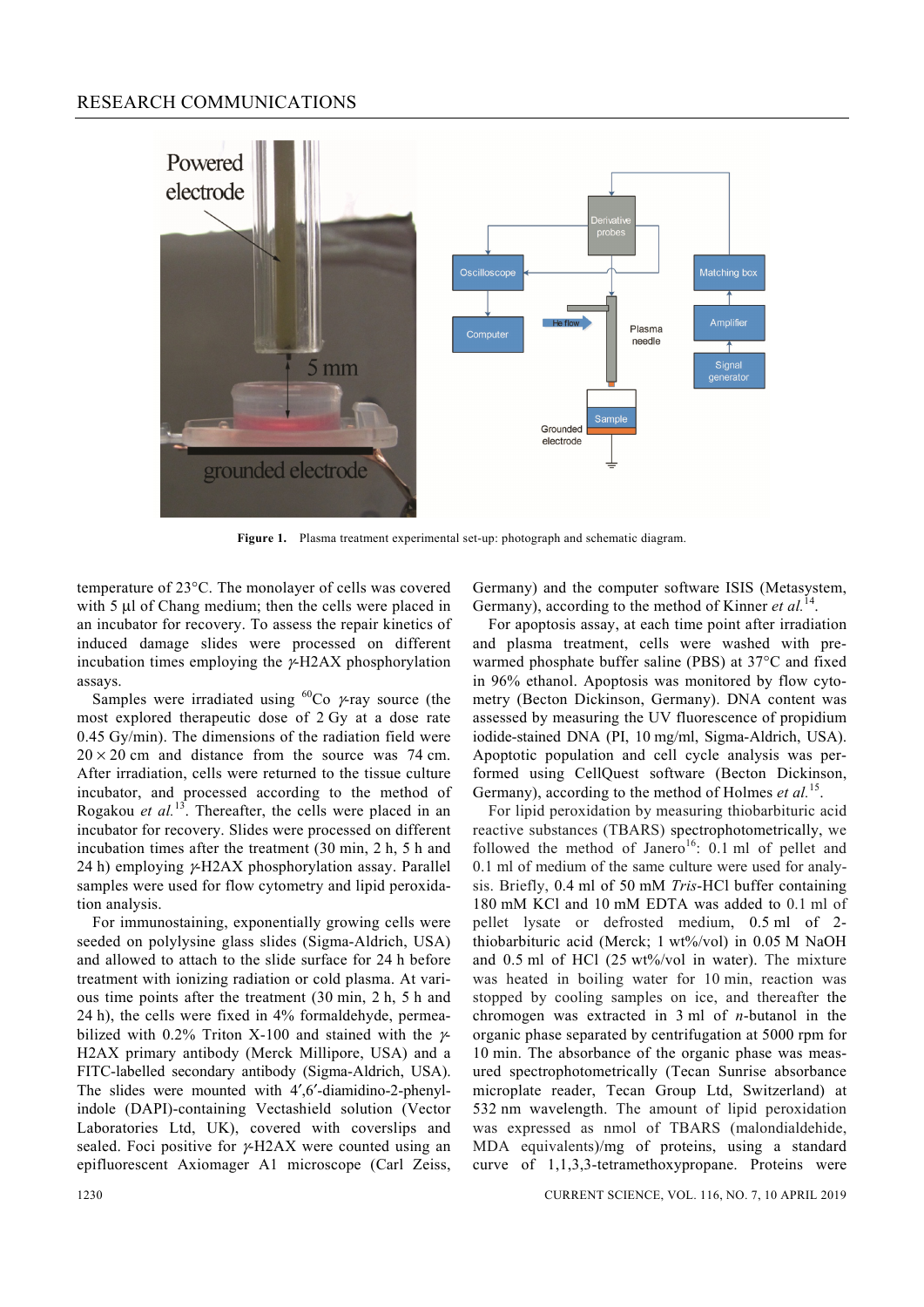Figure 1. Plasma treatment experimental set-up: photograph and schematic diagram.

temperature of 23°C. The monolayer of cells was covered with 5 μl of Chang medium; then the cells were placed in an incubator for recovery. To assess the repair kinetics of induced damage slides were processed on different incubation times employing the γ-H2AX phosphorylation assays.

Samples were irradiated using $^{60}$Co γ-ray source (the most explored therapeutic dose of 2 Gy at a dose rate 0.45 Gy/min). The dimensions of the radiation field were $20 \times 20$ cm and distance from the source was 74 cm. After irradiation, cells were returned to the tissue culture incubator, and processed according to the method of Rogakou *et al.*[13]. Thereafter, the cells were placed in an incubator for recovery. Slides were processed on different incubation times after the treatment (30 min, 2 h, 5 h and 24 h) employing γ-H2AX phosphorylation assay. Parallel samples were used for flow cytometry and lipid peroxidation analysis.

For immunostaining, exponentially growing cells were seeded on polylysine glass slides (Sigma-Aldrich, USA) and allowed to attach to the slide surface for 24 h before treatment with ionizing radiation or cold plasma. At various time points after the treatment (30 min, 2 h, 5 h and 24 h), the cells were fixed in 4% formaldehyde, permeabilized with 0.2% Triton X-100 and stained with the γ-H2AX primary antibody (Merck Millipore, USA) and a FITC-labelled secondary antibody (Sigma-Aldrich, USA). The slides were mounted with 4′,6′-diamidino-2-phenylindole (DAPI)-containing Vectashield solution (Vector Laboratories Ltd, UK), covered with coverslips and sealed. Foci positive for γ-H2AX were counted using an epifluorescent Axiomager A1 microscope (Carl Zeiss, Germany) and the computer software ISIS (Metasystem, Germany), according to the method of Kinner *et al.*[14].

For apoptosis assay, at each time point after irradiation and plasma treatment, cells were washed with prewarmed phosphate buffer saline (PBS) at 37°C and fixed in 96% ethanol. Apoptosis was monitored by flow cytometry (Becton Dickinson, Germany). DNA content was assessed by measuring the UV fluorescence of propidium iodide-stained DNA (PI, 10 mg/ml, Sigma-Aldrich, USA). Apoptotic population and cell cycle analysis was performed using CellQuest software (Becton Dickinson, Germany), according to the method of Holmes *et al.*[15].

For lipid peroxidation by measuring thiobarbituric acid reactive substances (TBARS) spectrophotometrically, we followed the method of Janero[16]: 0.1 ml of pellet and 0.1 ml of medium of the same culture were used for analysis. Briefly, 0.4 ml of 50 mM *Tris*-HCl buffer containing 180 mM KCl and 10 mM EDTA was added to 0.1 ml of pellet lysate or defrosted medium, 0.5 ml of 2-thiobarbituric acid (Merck; 1 wt%/vol) in 0.05 M NaOH and 0.5 ml of HCl (25 wt%/vol in water). The mixture was heated in boiling water for 10 min, reaction was stopped by cooling samples on ice, and thereafter the chromogen was extracted in 3 ml of *n*-butanol in the organic phase separated by centrifugation at 5000 rpm for 10 min. The absorbance of the organic phase was measured spectrophotometrically (Tecan Sunrise absorbance microplate reader, Tecan Group Ltd, Switzerland) at 532 nm wavelength. The amount of lipid peroxidation was expressed as nmol of TBARS (malondialdehide, MDA equivalents)/mg of proteins, using a standard curve of 1,1,3,3-tetramethoxypropane. Proteins were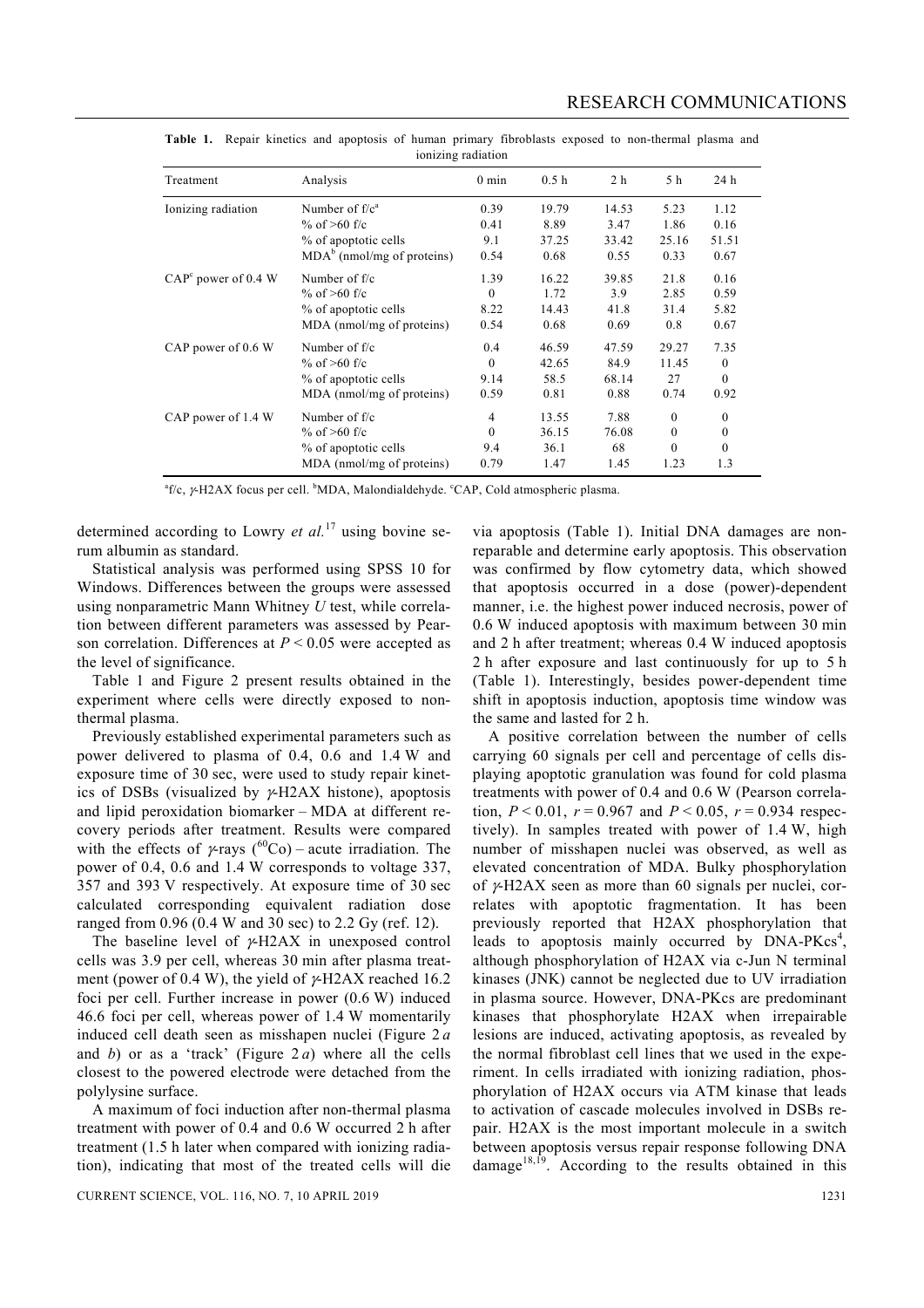**Table 1.** Repair kinetics and apoptosis of human primary fibroblasts exposed to non-thermal plasma and ionizing radiation

| Treatment | Analysis | 0 min | 0.5 h | 2 h | 5 h | 24 h |
|---|---|---|---|---|---|---|
| Ionizing radiation | Number of f/c[a] | 0.39 | 19.79 | 14.53 | 5.23 | 1.12 |
| | % of >60 f/c | 0.41 | 8.89 | 3.47 | 1.86 | 0.16 |
| | % of apoptotic cells | 9.1 | 37.25 | 33.42 | 25.16 | 51.51 |
| | MDA[b] (nmol/mg of proteins) | 0.54 | 0.68 | 0.55 | 0.33 | 0.67 |
| CAP[c] power of 0.4 W | Number of f/c | 1.39 | 16.22 | 39.85 | 21.8 | 0.16 |
| | % of >60 f/c | 0 | 1.72 | 3.9 | 2.85 | 0.59 |
| | % of apoptotic cells | 8.22 | 14.43 | 41.8 | 31.4 | 5.82 |
| | MDA (nmol/mg of proteins) | 0.54 | 0.68 | 0.69 | 0.8 | 0.67 |
| CAP power of 0.6 W | Number of f/c | 0.4 | 46.59 | 47.59 | 29.27 | 7.35 |
| | % of >60 f/c | 0 | 42.65 | 84.9 | 11.45 | 0 |
| | % of apoptotic cells | 9.14 | 58.5 | 68.14 | 27 | 0 |
| | MDA (nmol/mg of proteins) | 0.59 | 0.81 | 0.88 | 0.74 | 0.92 |
| CAP power of 1.4 W | Number of f/c | 4 | 13.55 | 7.88 | 0 | 0 |
| | % of >60 f/c | 0 | 36.15 | 76.08 | 0 | 0 |
| | % of apoptotic cells | 9.4 | 36.1 | 68 | 0 | 0 |
| | MDA (nmol/mg of proteins) | 0.79 | 1.47 | 1.45 | 1.23 | 1.3 |

[a]f/c, $\gamma$-H2AX focus per cell. [b]MDA, Malondialdehyde. [c]CAP, Cold atmospheric plasma.

determined according to Lowry *et al.*[17] using bovine serum albumin as standard.

Statistical analysis was performed using SPSS 10 for Windows. Differences between the groups were assessed using nonparametric Mann Whitney *U* test, while correlation between different parameters was assessed by Pearson correlation. Differences at $P < 0.05$ were accepted as the level of significance.

Table 1 and Figure 2 present results obtained in the experiment where cells were directly exposed to non-thermal plasma.

Previously established experimental parameters such as power delivered to plasma of 0.4, 0.6 and 1.4 W and exposure time of 30 sec, were used to study repair kinetics of DSBs (visualized by $\gamma$-H2AX histone), apoptosis and lipid peroxidation biomarker – MDA at different recovery periods after treatment. Results were compared with the effects of $\gamma$-rays ($^{60}Co$) – acute irradiation. The power of 0.4, 0.6 and 1.4 W corresponds to voltage 337, 357 and 393 V respectively. At exposure time of 30 sec calculated corresponding equivalent radiation dose ranged from 0.96 (0.4 W and 30 sec) to 2.2 Gy (ref. 12).

The baseline level of $\gamma$-H2AX in unexposed control cells was 3.9 per cell, whereas 30 min after plasma treatment (power of 0.4 W), the yield of $\gamma$-H2AX reached 16.2 foci per cell. Further increase in power (0.6 W) induced 46.6 foci per cell, whereas power of 1.4 W momentarily induced cell death seen as misshapen nuclei (Figure 2 *a* and *b*) or as a 'track' (Figure 2 *a*) where all the cells closest to the powered electrode were detached from the polylysine surface.

A maximum of foci induction after non-thermal plasma treatment with power of 0.4 and 0.6 W occurred 2 h after treatment (1.5 h later when compared with ionizing radiation), indicating that most of the treated cells will die via apoptosis (Table 1). Initial DNA damages are non-reparable and determine early apoptosis. This observation was confirmed by flow cytometry data, which showed that apoptosis occurred in a dose (power)-dependent manner, i.e. the highest power induced necrosis, power of 0.6 W induced apoptosis with maximum between 30 min and 2 h after treatment; whereas 0.4 W induced apoptosis 2 h after exposure and last continuously for up to 5 h (Table 1). Interestingly, besides power-dependent time shift in apoptosis induction, apoptosis time window was the same and lasted for 2 h.

A positive correlation between the number of cells carrying 60 signals per cell and percentage of cells displaying apoptotic granulation was found for cold plasma treatments with power of 0.4 and 0.6 W (Pearson correlation, $P < 0.01$, $r = 0.967$ and $P < 0.05$, $r = 0.934$ respectively). In samples treated with power of 1.4 W, high number of misshapen nuclei was observed, as well as elevated concentration of MDA. Bulky phosphorylation of $\gamma$-H2AX seen as more than 60 signals per nuclei, correlates with apoptotic fragmentation. It has been previously reported that H2AX phosphorylation that leads to apoptosis mainly occurred by DNA-PKcs[4], although phosphorylation of H2AX via c-Jun N terminal kinases (JNK) cannot be neglected due to UV irradiation in plasma source. However, DNA-PKcs are predominant kinases that phosphorylate H2AX when irrepairable lesions are induced, activating apoptosis, as revealed by the normal fibroblast cell lines that we used in the experiment. In cells irradiated with ionizing radiation, phosphorylation of H2AX occurs via ATM kinase that leads to activation of cascade molecules involved in DSBs repair. H2AX is the most important molecule in a switch between apoptosis versus repair response following DNA damage[18,19]. According to the results obtained in this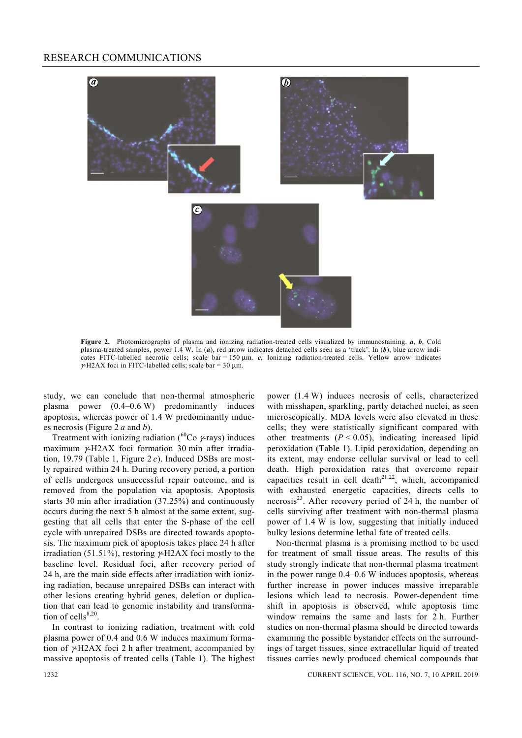**Figure 2.** Photomicrographs of plasma and ionizing radiation-treated cells visualized by immunostaining. ***a***, ***b***, Cold plasma-treated samples, power 1.4 W. In (***a***), red arrow indicates detached cells seen as a 'track'. In (***b***), blue arrow indicates FITC-labelled necrotic cells; scale bar = 150 μm. ***c***, Ionizing radiation-treated cells. Yellow arrow indicates γ-H2AX foci in FITC-labelled cells; scale bar = 30 μm.

study, we can conclude that non-thermal atmospheric plasma power (0.4–0.6 W) predominantly induces apoptosis, whereas power of 1.4 W predominantly induces necrosis (Figure 2 *a* and *b*).

Treatment with ionizing radiation ($^{60}$Co γ-rays) induces maximum γ-H2AX foci formation 30 min after irradiation, 19.79 (Table 1, Figure 2 *c*). Induced DSBs are mostly repaired within 24 h. During recovery period, a portion of cells undergoes unsuccessful repair outcome, and is removed from the population via apoptosis. Apoptosis starts 30 min after irradiation (37.25%) and continuously occurs during the next 5 h almost at the same extent, suggesting that all cells that enter the S-phase of the cell cycle with unrepaired DSBs are directed towards apoptosis. The maximum pick of apoptosis takes place 24 h after irradiation (51.51%), restoring γ-H2AX foci mostly to the baseline level. Residual foci, after recovery period of 24 h, are the main side effects after irradiation with ionizing radiation, because unrepaired DSBs can interact with other lesions creating hybrid genes, deletion or duplication that can lead to genomic instability and transformation of cells[8,20].

In contrast to ionizing radiation, treatment with cold plasma power of 0.4 and 0.6 W induces maximum formation of γ-H2AX foci 2 h after treatment, accompanied by massive apoptosis of treated cells (Table 1). The highest power (1.4 W) induces necrosis of cells, characterized with misshapen, sparkling, partly detached nuclei, as seen microscopically. MDA levels were also elevated in these cells; they were statistically significant compared with other treatments ($P < 0.05$), indicating increased lipid peroxidation (Table 1). Lipid peroxidation, depending on its extent, may endorse cellular survival or lead to cell death. High peroxidation rates that overcome repair capacities result in cell death[21,22], which, accompanied with exhausted energetic capacities, directs cells to necrosis[23]. After recovery period of 24 h, the number of cells surviving after treatment with non-thermal plasma power of 1.4 W is low, suggesting that initially induced bulky lesions determine lethal fate of treated cells.

Non-thermal plasma is a promising method to be used for treatment of small tissue areas. The results of this study strongly indicate that non-thermal plasma treatment in the power range 0.4–0.6 W induces apoptosis, whereas further increase in power induces massive irreparable lesions which lead to necrosis. Power-dependent time shift in apoptosis is observed, while apoptosis time window remains the same and lasts for 2 h. Further studies on non-thermal plasma should be directed towards examining the possible bystander effects on the surroundings of target tissues, since extracellular liquid of treated tissues carries newly produced chemical compounds that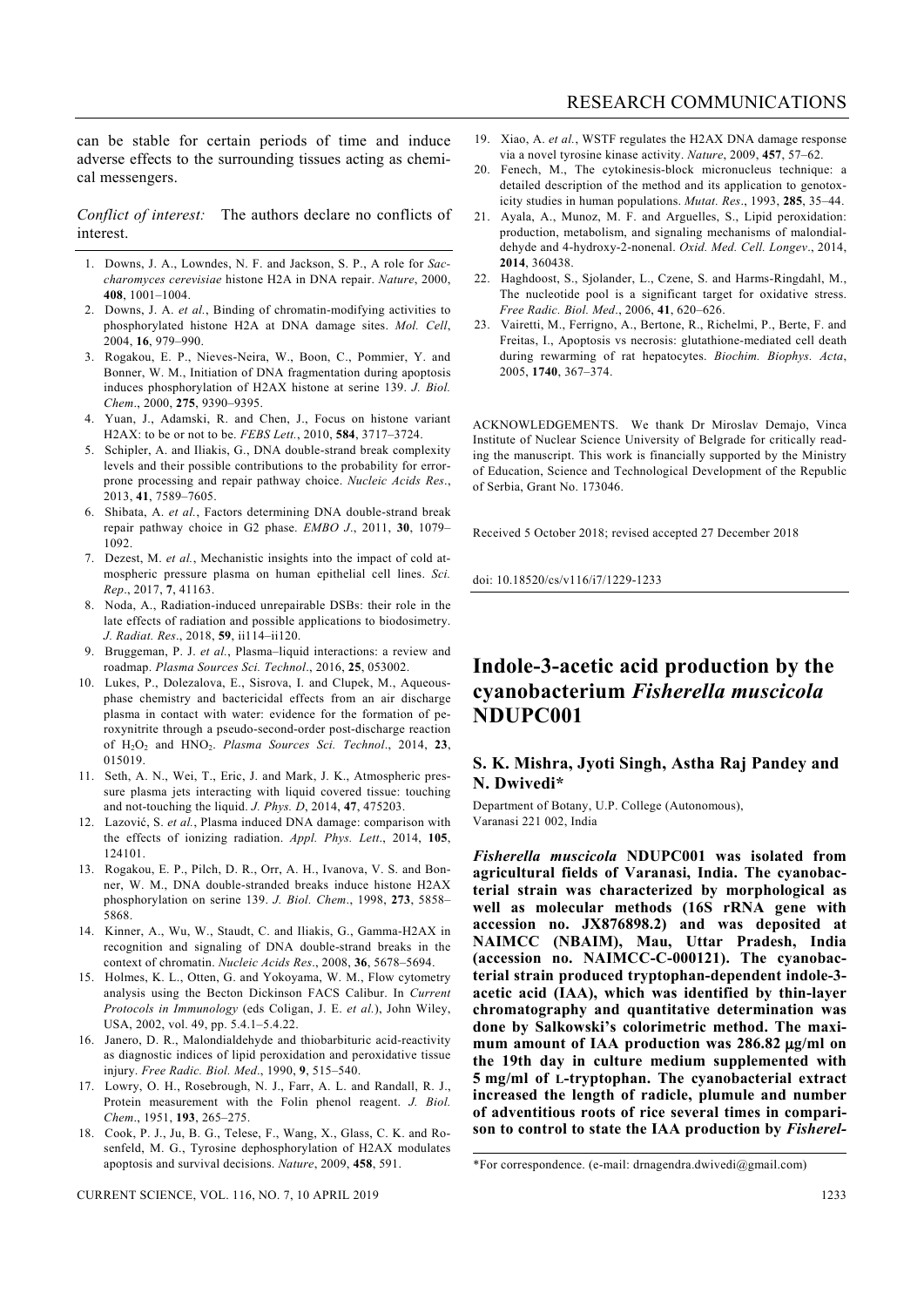can be stable for certain periods of time and induce adverse effects to the surrounding tissues acting as chemical messengers.

*Conflict of interest:* The authors declare no conflicts of interest.

1. Downs, J. A., Lowndes, N. F. and Jackson, S. P., A role for *Saccharomyces cerevisiae* histone H2A in DNA repair. *Nature*, 2000, **408**, 1001–1004.
2. Downs, J. A. *et al.*, Binding of chromatin-modifying activities to phosphorylated histone H2A at DNA damage sites. *Mol. Cell*, 2004, **16**, 979–990.
3. Rogakou, E. P., Nieves-Neira, W., Boon, C., Pommier, Y. and Bonner, W. M., Initiation of DNA fragmentation during apoptosis induces phosphorylation of H2AX histone at serine 139. *J. Biol. Chem*., 2000, **275**, 9390–9395.
4. Yuan, J., Adamski, R. and Chen, J., Focus on histone variant H2AX: to be or not to be. *FEBS Lett.*, 2010, **584**, 3717–3724.
5. Schipler, A. and Iliakis, G., DNA double-strand break complexity levels and their possible contributions to the probability for error-prone processing and repair pathway choice. *Nucleic Acids Res*., 2013, **41**, 7589–7605.
6. Shibata, A. *et al.*, Factors determining DNA double-strand break repair pathway choice in G2 phase. *EMBO J*., 2011, **30**, 1079–1092.
7. Dezest, M. *et al.*, Mechanistic insights into the impact of cold atmospheric pressure plasma on human epithelial cell lines. *Sci. Rep*., 2017, **7**, 41163.
8. Noda, A., Radiation-induced unrepairable DSBs: their role in the late effects of radiation and possible applications to biodosimetry. *J. Radiat. Res*., 2018, **59**, ii114–ii120.
9. Bruggeman, P. J. *et al.*, Plasma–liquid interactions: a review and roadmap. *Plasma Sources Sci. Technol*., 2016, **25**, 053002.
10. Lukes, P., Dolezalova, E., Sisrova, I. and Clupek, M., Aqueous-phase chemistry and bactericidal effects from an air discharge plasma in contact with water: evidence for the formation of peroxynitrite through a pseudo-second-order post-discharge reaction of $H_2O_2$ and $HNO_2$. *Plasma Sources Sci. Technol*., 2014, **23**, 015019.
11. Seth, A. N., Wei, T., Eric, J. and Mark, J. K., Atmospheric pressure plasma jets interacting with liquid covered tissue: touching and not-touching the liquid. *J. Phys. D*, 2014, **47**, 475203.
12. Lazović, S. *et al.*, Plasma induced DNA damage: comparison with the effects of ionizing radiation. *Appl. Phys. Lett*., 2014, **105**, 124101.
13. Rogakou, E. P., Pilch, D. R., Orr, A. H., Ivanova, V. S. and Bonner, W. M., DNA double-stranded breaks induce histone H2AX phosphorylation on serine 139. *J. Biol. Chem*., 1998, **273**, 5858–5868.
14. Kinner, A., Wu, W., Staudt, C. and Iliakis, G., Gamma-H2AX in recognition and signaling of DNA double-strand breaks in the context of chromatin. *Nucleic Acids Res*., 2008, **36**, 5678–5694.
15. Holmes, K. L., Otten, G. and Yokoyama, W. M., Flow cytometry analysis using the Becton Dickinson FACS Calibur. In *Current Protocols in Immunology* (eds Coligan, J. E. *et al.*), John Wiley, USA, 2002, vol. 49, pp. 5.4.1–5.4.22.
16. Janero, D. R., Malondialdehyde and thiobarbituric acid-reactivity as diagnostic indices of lipid peroxidation and peroxidative tissue injury. *Free Radic. Biol. Med*., 1990, **9**, 515–540.
17. Lowry, O. H., Rosebrough, N. J., Farr, A. L. and Randall, R. J., Protein measurement with the Folin phenol reagent. *J. Biol. Chem*., 1951, **193**, 265–275.
18. Cook, P. J., Ju, B. G., Telese, F., Wang, X., Glass, C. K. and Rosenfeld, M. G., Tyrosine dephosphorylation of H2AX modulates apoptosis and survival decisions. *Nature*, 2009, **458**, 591.
19. Xiao, A. *et al.*, WSTF regulates the H2AX DNA damage response via a novel tyrosine kinase activity. *Nature*, 2009, **457**, 57–62.
20. Fenech, M., The cytokinesis-block micronucleus technique: a detailed description of the method and its application to genotoxicity studies in human populations. *Mutat. Res*., 1993, **285**, 35–44.
21. Ayala, A., Munoz, M. F. and Arguelles, S., Lipid peroxidation: production, metabolism, and signaling mechanisms of malondialdehyde and 4-hydroxy-2-nonenal. *Oxid. Med. Cell. Longev*., 2014, **2014**, 360438.
22. Haghdoost, S., Sjolander, L., Czene, S. and Harms-Ringdahl, M., The nucleotide pool is a significant target for oxidative stress. *Free Radic. Biol. Med*., 2006, **41**, 620–626.
23. Vairetti, M., Ferrigno, A., Bertone, R., Richelmi, P., Berte, F. and Freitas, I., Apoptosis vs necrosis: glutathione-mediated cell death during rewarming of rat hepatocytes. *Biochim. Biophys. Acta*, 2005, **1740**, 367–374.

ACKNOWLEDGEMENTS. We thank Dr Miroslav Demajo, Vinca Institute of Nuclear Science University of Belgrade for critically reading the manuscript. This work is financially supported by the Ministry of Education, Science and Technological Development of the Republic of Serbia, Grant No. 173046.

Received 5 October 2018; revised accepted 27 December 2018

doi: 10.18520/cs/v116/i7/1229-1233

# Indole-3-acetic acid production by the cyanobacterium *Fisherella muscicola* NDUPC001

**S. K. Mishra, Jyoti Singh, Astha Raj Pandey and N. Dwivedi***

Department of Botany, U.P. College (Autonomous), Varanasi 221 002, India

***Fisherella muscicola* NDUPC001 was isolated from agricultural fields of Varanasi, India. The cyanobacterial strain was characterized by morphological as well as molecular methods (16S rRNA gene with accession no. JX876898.2) and was deposited at NAIMCC (NBAIM), Mau, Uttar Pradesh, India (accession no. NAIMCC-C-000121). The cyanobacterial strain produced tryptophan-dependent indole-3-acetic acid (IAA), which was identified by thin-layer chromatography and quantitative determination was done by Salkowski's colorimetric method. The maximum amount of IAA production was 286.82 μg/ml on the 19th day in culture medium supplemented with 5 mg/ml of L-tryptophan. The cyanobacterial extract increased the length of radicle, plumule and number of adventitious roots of rice several times in comparison to control to state the IAA production by *Fisherel-***

*For correspondence. (e-mail: drnagendra.dwivedi@gmail.com)